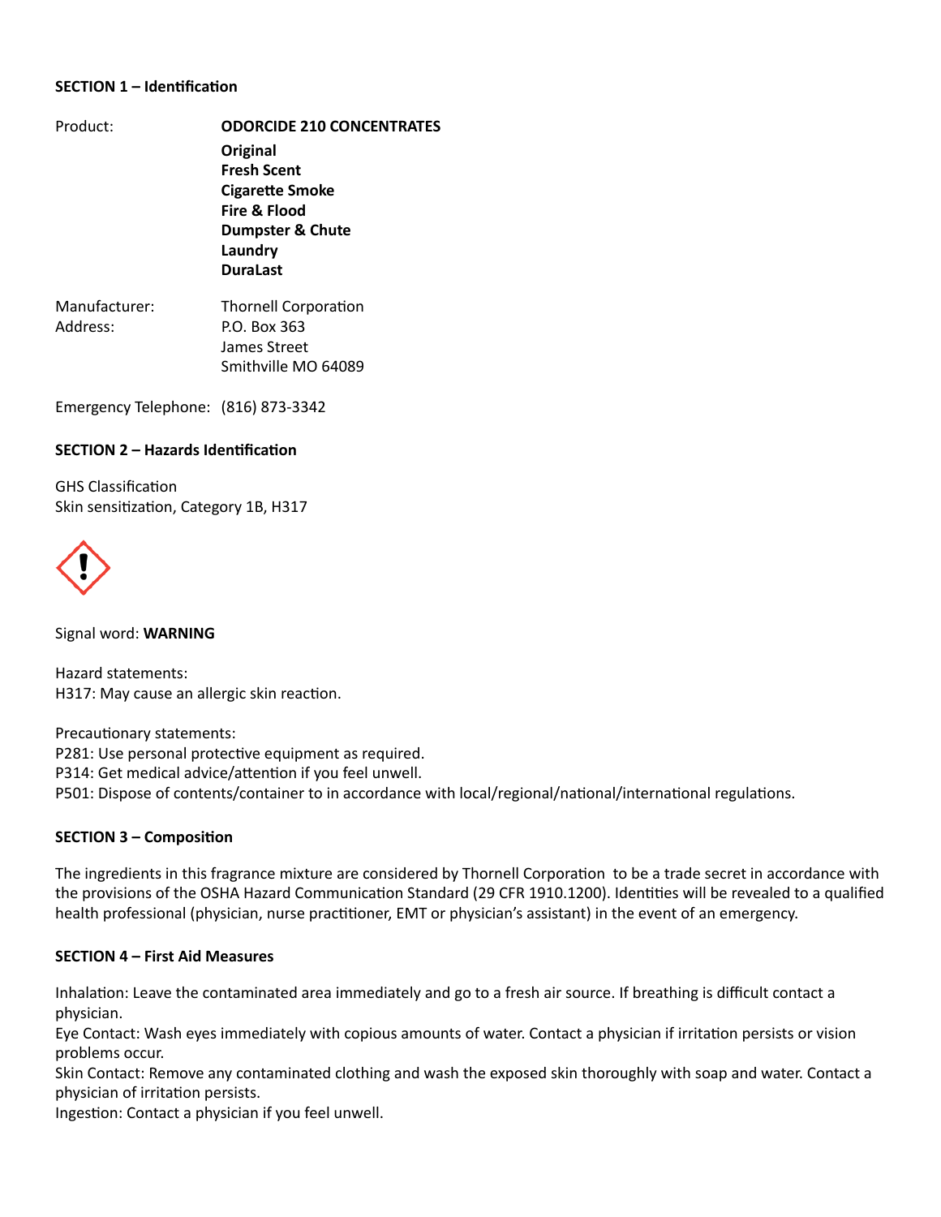**SECTION 1 – Identification**

Product: **ODORCIDE 210 CONCENTRATES**

**Original**
**Fresh Scent**
**Cigarette Smoke**
**Fire & Flood**
**Dumpster & Chute**
**Laundry**
**DuraLast**

Manufacturer: Thornell Corporation
Address: P.O. Box 363
James Street
Smithville MO 64089

Emergency Telephone: (816) 873-3342

**SECTION 2 – Hazards Identification**

GHS Classification
Skin sensitization, Category 1B, H317

Signal word: **WARNING**

Hazard statements:
H317: May cause an allergic skin reaction.

Precautionary statements:
P281: Use personal protective equipment as required.
P314: Get medical advice/attention if you feel unwell.
P501: Dispose of contents/container to in accordance with local/regional/national/international regulations.

**SECTION 3 – Composition**

The ingredients in this fragrance mixture are considered by Thornell Corporation to be a trade secret in accordance with the provisions of the OSHA Hazard Communication Standard (29 CFR 1910.1200). Identities will be revealed to a qualified health professional (physician, nurse practitioner, EMT or physician's assistant) in the event of an emergency.

**SECTION 4 – First Aid Measures**

Inhalation: Leave the contaminated area immediately and go to a fresh air source. If breathing is difficult contact a physician.
Eye Contact: Wash eyes immediately with copious amounts of water. Contact a physician if irritation persists or vision problems occur.
Skin Contact: Remove any contaminated clothing and wash the exposed skin thoroughly with soap and water. Contact a physician of irritation persists.
Ingestion: Contact a physician if you feel unwell.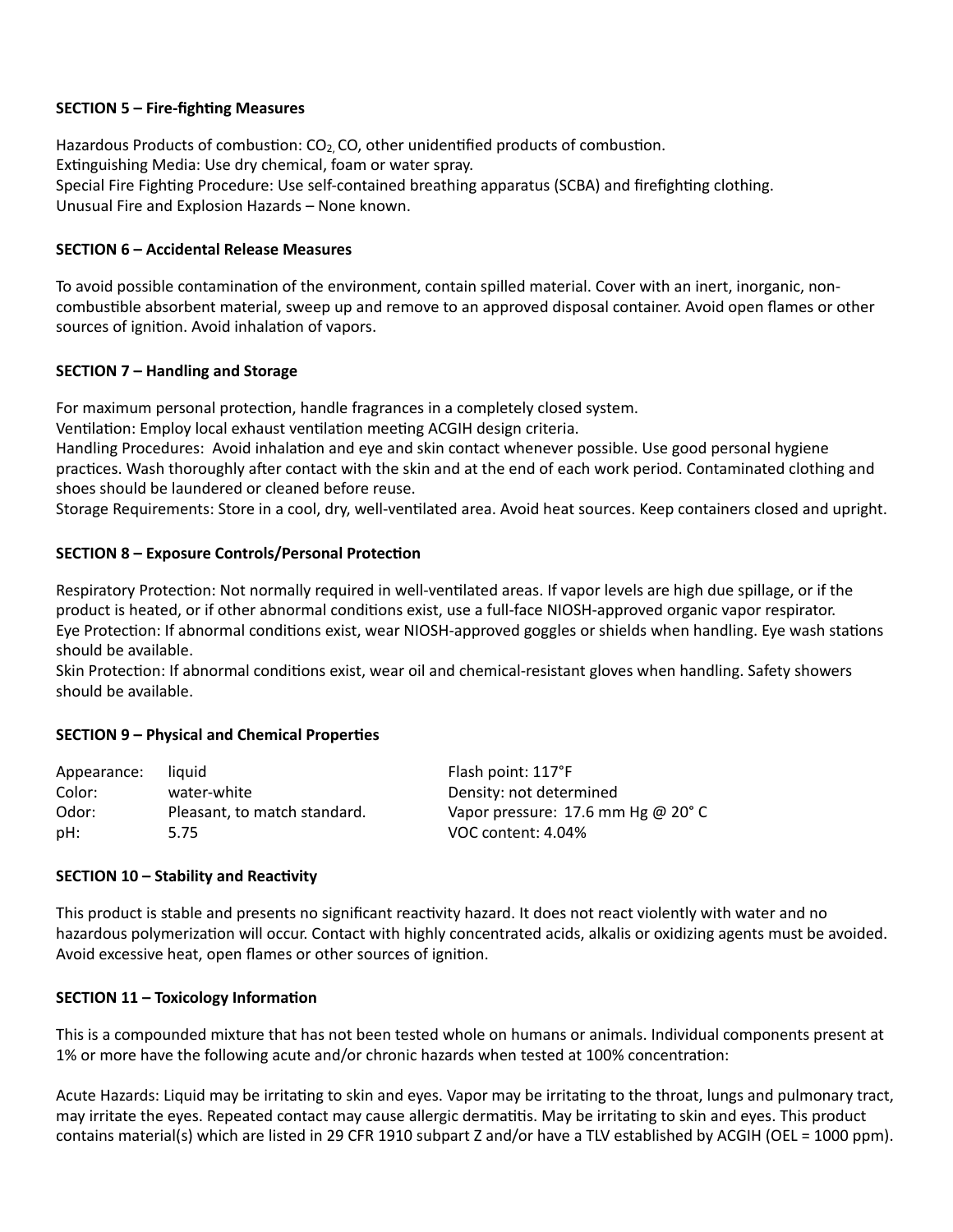**SECTION 5 – Fire-fighting Measures**

Hazardous Products of combustion: $CO_2$, CO, other unidentified products of combustion.
Extinguishing Media: Use dry chemical, foam or water spray.
Special Fire Fighting Procedure: Use self-contained breathing apparatus (SCBA) and firefighting clothing.
Unusual Fire and Explosion Hazards – None known.

**SECTION 6 – Accidental Release Measures**

To avoid possible contamination of the environment, contain spilled material. Cover with an inert, inorganic, non-combustible absorbent material, sweep up and remove to an approved disposal container. Avoid open flames or other sources of ignition. Avoid inhalation of vapors.

**SECTION 7 – Handling and Storage**

For maximum personal protection, handle fragrances in a completely closed system.
Ventilation: Employ local exhaust ventilation meeting ACGIH design criteria.
Handling Procedures: Avoid inhalation and eye and skin contact whenever possible. Use good personal hygiene practices. Wash thoroughly after contact with the skin and at the end of each work period. Contaminated clothing and shoes should be laundered or cleaned before reuse.
Storage Requirements: Store in a cool, dry, well-ventilated area. Avoid heat sources. Keep containers closed and upright.

**SECTION 8 – Exposure Controls/Personal Protection**

Respiratory Protection: Not normally required in well-ventilated areas. If vapor levels are high due spillage, or if the product is heated, or if other abnormal conditions exist, use a full-face NIOSH-approved organic vapor respirator.
Eye Protection: If abnormal conditions exist, wear NIOSH-approved goggles or shields when handling. Eye wash stations should be available.
Skin Protection: If abnormal conditions exist, wear oil and chemical-resistant gloves when handling. Safety showers should be available.

**SECTION 9 – Physical and Chemical Properties**

| | | |
|---|---|---|
| Appearance: | liquid | Flash point: 117°F |
| Color: | water-white | Density: not determined |
| Odor: | Pleasant, to match standard. | Vapor pressure: 17.6 mm Hg @ 20° C |
| pH: | 5.75 | VOC content: 4.04% |

**SECTION 10 – Stability and Reactivity**

This product is stable and presents no significant reactivity hazard. It does not react violently with water and no hazardous polymerization will occur. Contact with highly concentrated acids, alkalis or oxidizing agents must be avoided. Avoid excessive heat, open flames or other sources of ignition.

**SECTION 11 – Toxicology Information**

This is a compounded mixture that has not been tested whole on humans or animals. Individual components present at 1% or more have the following acute and/or chronic hazards when tested at 100% concentration:

Acute Hazards: Liquid may be irritating to skin and eyes. Vapor may be irritating to the throat, lungs and pulmonary tract, may irritate the eyes. Repeated contact may cause allergic dermatitis. May be irritating to skin and eyes. This product contains material(s) which are listed in 29 CFR 1910 subpart Z and/or have a TLV established by ACGIH (OEL = 1000 ppm).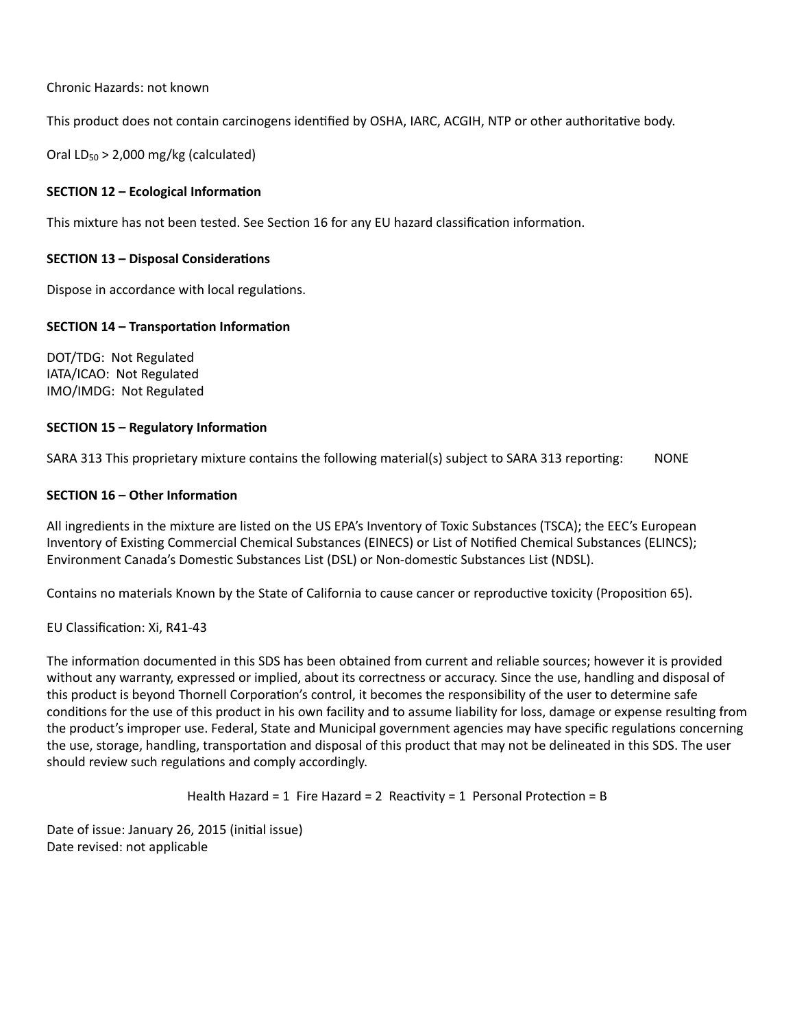Chronic Hazards: not known

This product does not contain carcinogens identified by OSHA, IARC, ACGIH, NTP or other authoritative body.

Oral $LD_{50}$ > 2,000 mg/kg (calculated)

**SECTION 12 – Ecological Information**

This mixture has not been tested. See Section 16 for any EU hazard classification information.

**SECTION 13 – Disposal Considerations**

Dispose in accordance with local regulations.

**SECTION 14 – Transportation Information**

DOT/TDG: Not Regulated
IATA/ICAO: Not Regulated
IMO/IMDG: Not Regulated

**SECTION 15 – Regulatory Information**

SARA 313 This proprietary mixture contains the following material(s) subject to SARA 313 reporting: NONE

**SECTION 16 – Other Information**

All ingredients in the mixture are listed on the US EPA's Inventory of Toxic Substances (TSCA); the EEC's European Inventory of Existing Commercial Chemical Substances (EINECS) or List of Notified Chemical Substances (ELINCS); Environment Canada's Domestic Substances List (DSL) or Non-domestic Substances List (NDSL).

Contains no materials Known by the State of California to cause cancer or reproductive toxicity (Proposition 65).

EU Classification: Xi, R41-43

The information documented in this SDS has been obtained from current and reliable sources; however it is provided without any warranty, expressed or implied, about its correctness or accuracy. Since the use, handling and disposal of this product is beyond Thornell Corporation's control, it becomes the responsibility of the user to determine safe conditions for the use of this product in his own facility and to assume liability for loss, damage or expense resulting from the product's improper use. Federal, State and Municipal government agencies may have specific regulations concerning the use, storage, handling, transportation and disposal of this product that may not be delineated in this SDS. The user should review such regulations and comply accordingly.

Health Hazard = 1 Fire Hazard = 2 Reactivity = 1 Personal Protection = B

Date of issue: January 26, 2015 (initial issue)
Date revised: not applicable